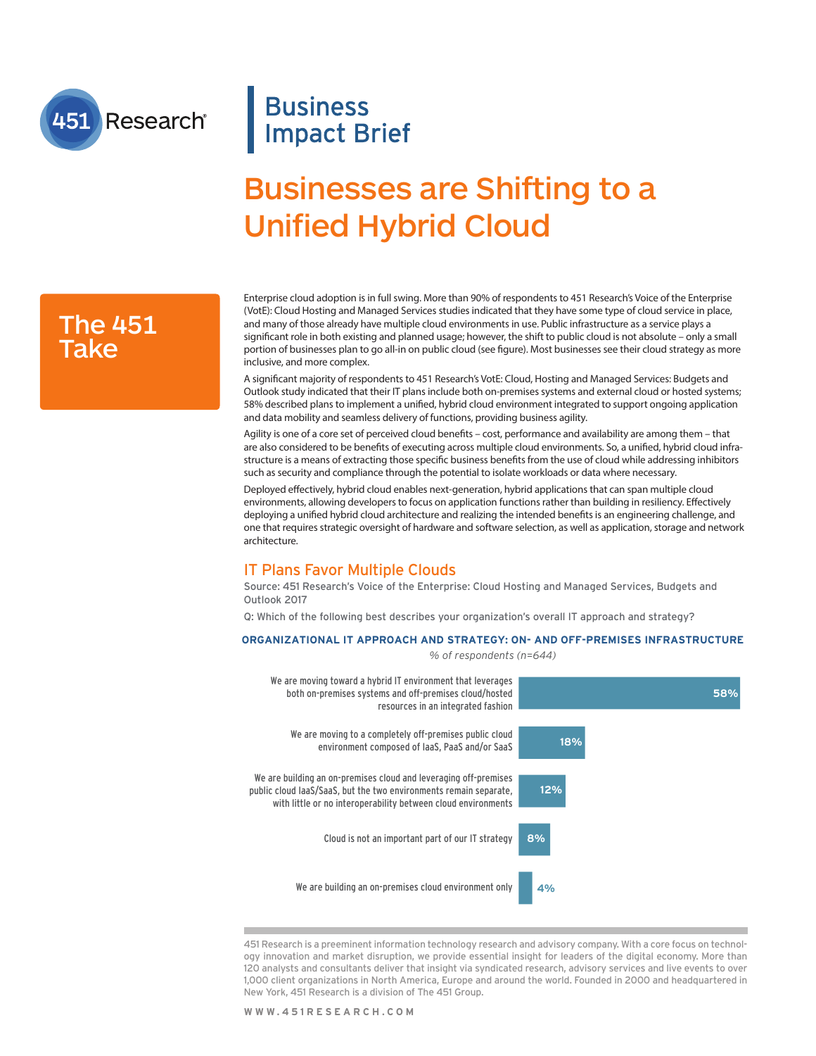451 Research

# Business Impact Brief

# Businesses are Shifting to a Unified Hybrid Cloud

## The 451 Take

Enterprise cloud adoption is in full swing. More than 90% of respondents to 451 Research's Voice of the Enterprise (VotE): Cloud Hosting and Managed Services studies indicated that they have some type of cloud service in place, and many of those already have multiple cloud environments in use. Public infrastructure as a service plays a significant role in both existing and planned usage; however, the shift to public cloud is not absolute – only a small portion of businesses plan to go all-in on public cloud (see figure). Most businesses see their cloud strategy as more inclusive, and more complex.

A significant majority of respondents to 451 Research's VotE: Cloud, Hosting and Managed Services: Budgets and Outlook study indicated that their IT plans include both on-premises systems and external cloud or hosted systems; 58% described plans to implement a unified, hybrid cloud environment integrated to support ongoing application and data mobility and seamless delivery of functions, providing business agility.

Agility is one of a core set of perceived cloud benefits – cost, performance and availability are among them – that are also considered to be benefits of executing across multiple cloud environments. So, a unified, hybrid cloud infrastructure is a means of extracting those specific business benefits from the use of cloud while addressing inhibitors such as security and compliance through the potential to isolate workloads or data where necessary.

Deployed effectively, hybrid cloud enables next-generation, hybrid applications that can span multiple cloud environments, allowing developers to focus on application functions rather than building in resiliency. Effectively deploying a unified hybrid cloud architecture and realizing the intended benefits is an engineering challenge, and one that requires strategic oversight of hardware and software selection, as well as application, storage and network architecture.

## IT Plans Favor Multiple Clouds

Source: 451 Research's Voice of the Enterprise: Cloud Hosting and Managed Services, Budgets and Outlook 2017

Q: Which of the following best describes your organization's overall IT approach and strategy?

**ORGANIZATIONAL IT APPROACH AND STRATEGY: ON- AND OFF-PREMISES INFRASTRUCTURE**

*% of respondents (n=644)*

| Approach | % of respondents |
|---|---|
| We are moving toward a hybrid IT environment that leverages both on-premises systems and off-premises cloud/hosted resources in an integrated fashion | 58% |
| We are moving to a completely off-premises public cloud environment composed of IaaS, PaaS and/or SaaS | 18% |
| We are building an on-premises cloud and leveraging off-premises public cloud IaaS/SaaS, but the two environments remain separate, with little or no interoperability between cloud environments | 12% |
| Cloud is not an important part of our IT strategy | 8% |
| We are building an on-premises cloud environment only | 4% |

451 Research is a preeminent information technology research and advisory company. With a core focus on technology innovation and market disruption, we provide essential insight for leaders of the digital economy. More than 120 analysts and consultants deliver that insight via syndicated research, advisory services and live events to over 1,000 client organizations in North America, Europe and around the world. Founded in 2000 and headquartered in New York, 451 Research is a division of The 451 Group.

WWW.451RESEARCH.COM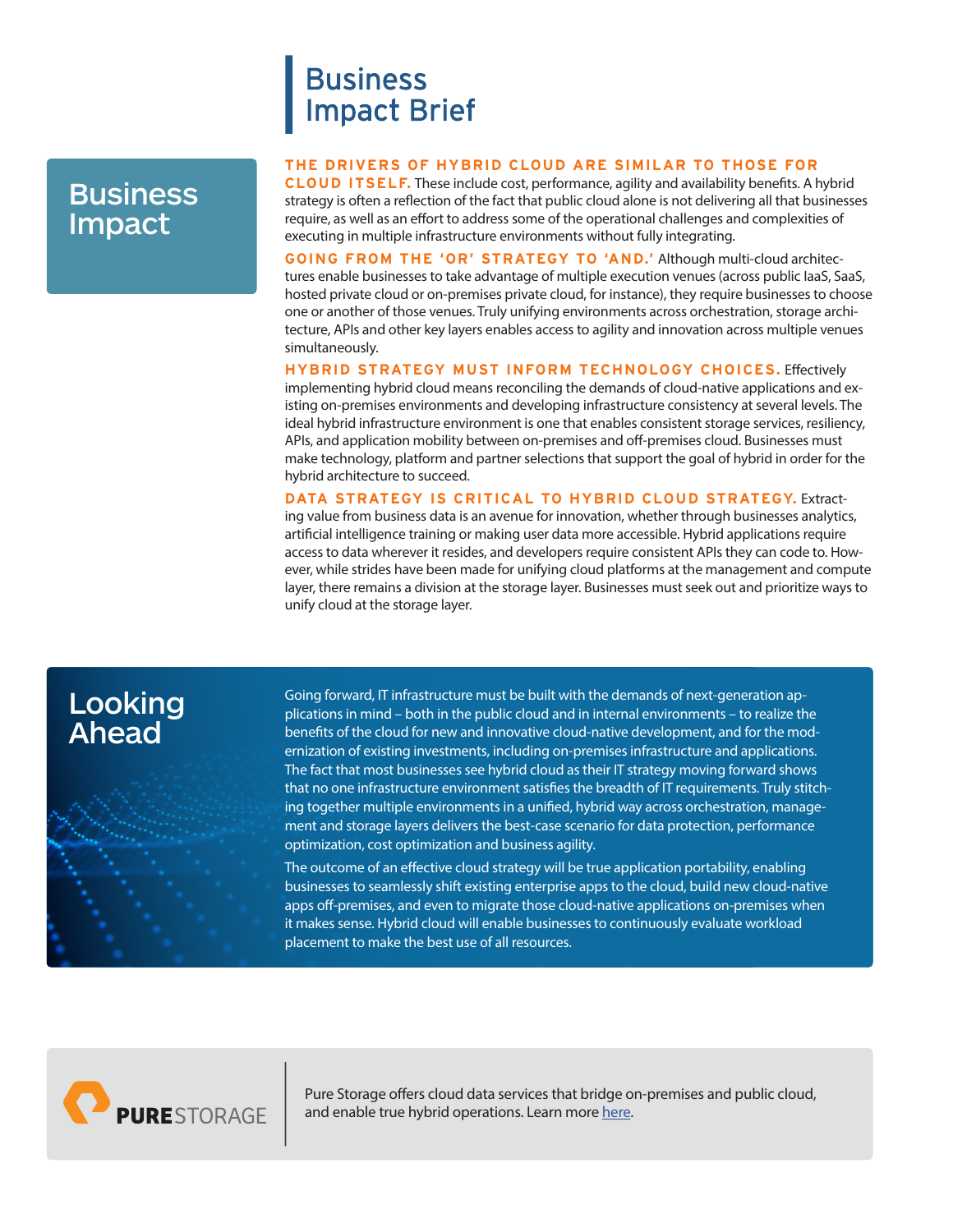# Business Impact Brief

## Business Impact

**THE DRIVERS OF HYBRID CLOUD ARE SIMILAR TO THOSE FOR CLOUD ITSELF.** These include cost, performance, agility and availability benefits. A hybrid strategy is often a reflection of the fact that public cloud alone is not delivering all that businesses require, as well as an effort to address some of the operational challenges and complexities of executing in multiple infrastructure environments without fully integrating.

**GOING FROM THE 'OR' STRATEGY TO 'AND.'** Although multi-cloud architectures enable businesses to take advantage of multiple execution venues (across public IaaS, SaaS, hosted private cloud or on-premises private cloud, for instance), they require businesses to choose one or another of those venues. Truly unifying environments across orchestration, storage architecture, APIs and other key layers enables access to agility and innovation across multiple venues simultaneously.

**HYBRID STRATEGY MUST INFORM TECHNOLOGY CHOICES.** Effectively implementing hybrid cloud means reconciling the demands of cloud-native applications and existing on-premises environments and developing infrastructure consistency at several levels. The ideal hybrid infrastructure environment is one that enables consistent storage services, resiliency, APIs, and application mobility between on-premises and off-premises cloud. Businesses must make technology, platform and partner selections that support the goal of hybrid in order for the hybrid architecture to succeed.

**DATA STRATEGY IS CRITICAL TO HYBRID CLOUD STRATEGY.** Extracting value from business data is an avenue for innovation, whether through businesses analytics, artificial intelligence training or making user data more accessible. Hybrid applications require access to data wherever it resides, and developers require consistent APIs they can code to. However, while strides have been made for unifying cloud platforms at the management and compute layer, there remains a division at the storage layer. Businesses must seek out and prioritize ways to unify cloud at the storage layer.

## Looking Ahead

Going forward, IT infrastructure must be built with the demands of next-generation applications in mind – both in the public cloud and in internal environments – to realize the benefits of the cloud for new and innovative cloud-native development, and for the modernization of existing investments, including on-premises infrastructure and applications. The fact that most businesses see hybrid cloud as their IT strategy moving forward shows that no one infrastructure environment satisfies the breadth of IT requirements. Truly stitching together multiple environments in a unified, hybrid way across orchestration, management and storage layers delivers the best-case scenario for data protection, performance optimization, cost optimization and business agility.

The outcome of an effective cloud strategy will be true application portability, enabling businesses to seamlessly shift existing enterprise apps to the cloud, build new cloud-native apps off-premises, and even to migrate those cloud-native applications on-premises when it makes sense. Hybrid cloud will enable businesses to continuously evaluate workload placement to make the best use of all resources.

PURESTORAGE

Pure Storage offers cloud data services that bridge on-premises and public cloud, and enable true hybrid operations. Learn more here.